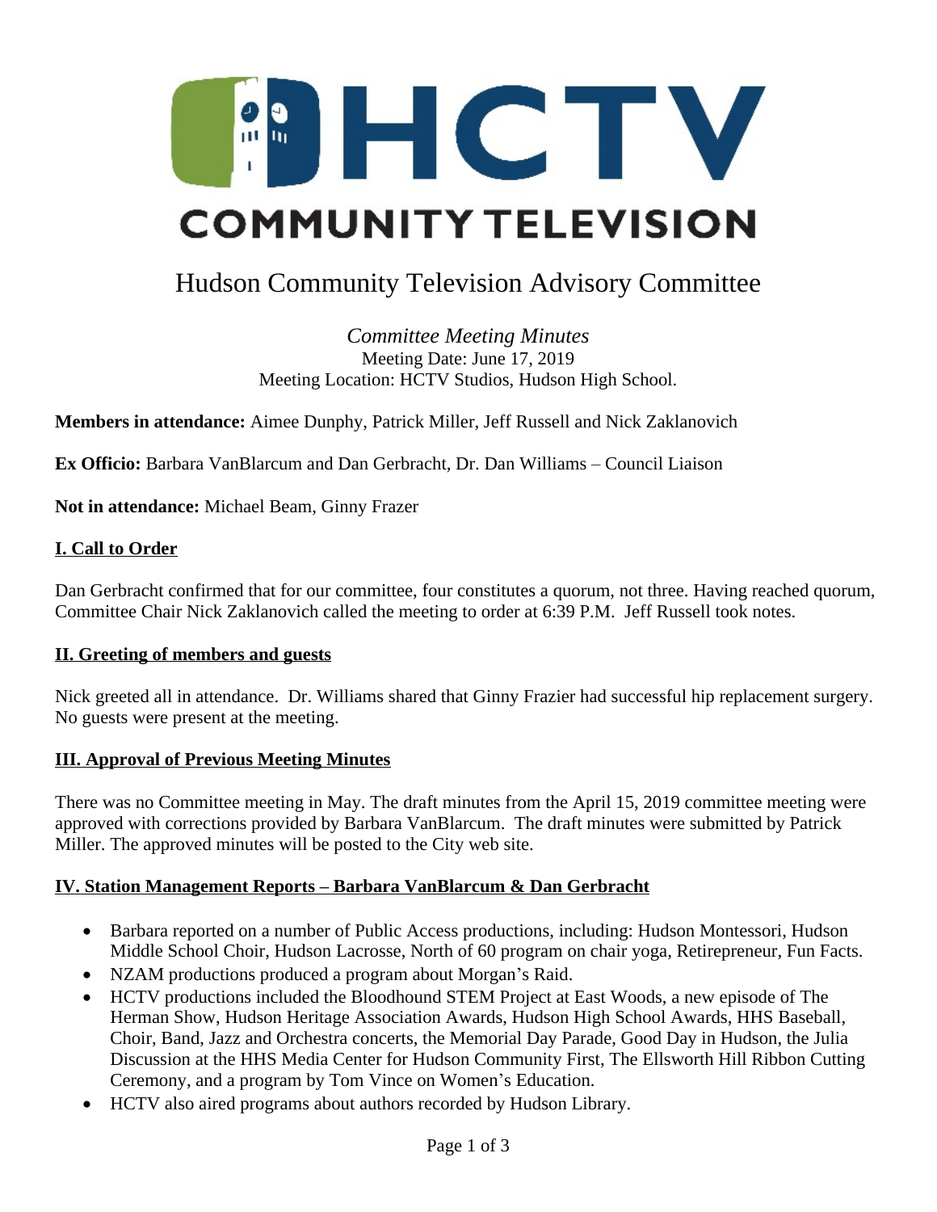# HCTV COMMUNITY TELEVISION

# Hudson Community Television Advisory Committee

*Committee Meeting Minutes*
Meeting Date: June 17, 2019
Meeting Location: HCTV Studios, Hudson High School.

**Members in attendance:** Aimee Dunphy, Patrick Miller, Jeff Russell and Nick Zaklanovich

**Ex Officio:** Barbara VanBlarcum and Dan Gerbracht, Dr. Dan Williams – Council Liaison

**Not in attendance:** Michael Beam, Ginny Frazer

## I. Call to Order

Dan Gerbracht confirmed that for our committee, four constitutes a quorum, not three. Having reached quorum, Committee Chair Nick Zaklanovich called the meeting to order at 6:39 P.M. Jeff Russell took notes.

## II. Greeting of members and guests

Nick greeted all in attendance. Dr. Williams shared that Ginny Frazier had successful hip replacement surgery. No guests were present at the meeting.

## III. Approval of Previous Meeting Minutes

There was no Committee meeting in May. The draft minutes from the April 15, 2019 committee meeting were approved with corrections provided by Barbara VanBlarcum. The draft minutes were submitted by Patrick Miller. The approved minutes will be posted to the City web site.

## IV. Station Management Reports – Barbara VanBlarcum & Dan Gerbracht

- Barbara reported on a number of Public Access productions, including: Hudson Montessori, Hudson Middle School Choir, Hudson Lacrosse, North of 60 program on chair yoga, Retirepreneur, Fun Facts.
- NZAM productions produced a program about Morgan's Raid.
- HCTV productions included the Bloodhound STEM Project at East Woods, a new episode of The Herman Show, Hudson Heritage Association Awards, Hudson High School Awards, HHS Baseball, Choir, Band, Jazz and Orchestra concerts, the Memorial Day Parade, Good Day in Hudson, the Julia Discussion at the HHS Media Center for Hudson Community First, The Ellsworth Hill Ribbon Cutting Ceremony, and a program by Tom Vince on Women's Education.
- HCTV also aired programs about authors recorded by Hudson Library.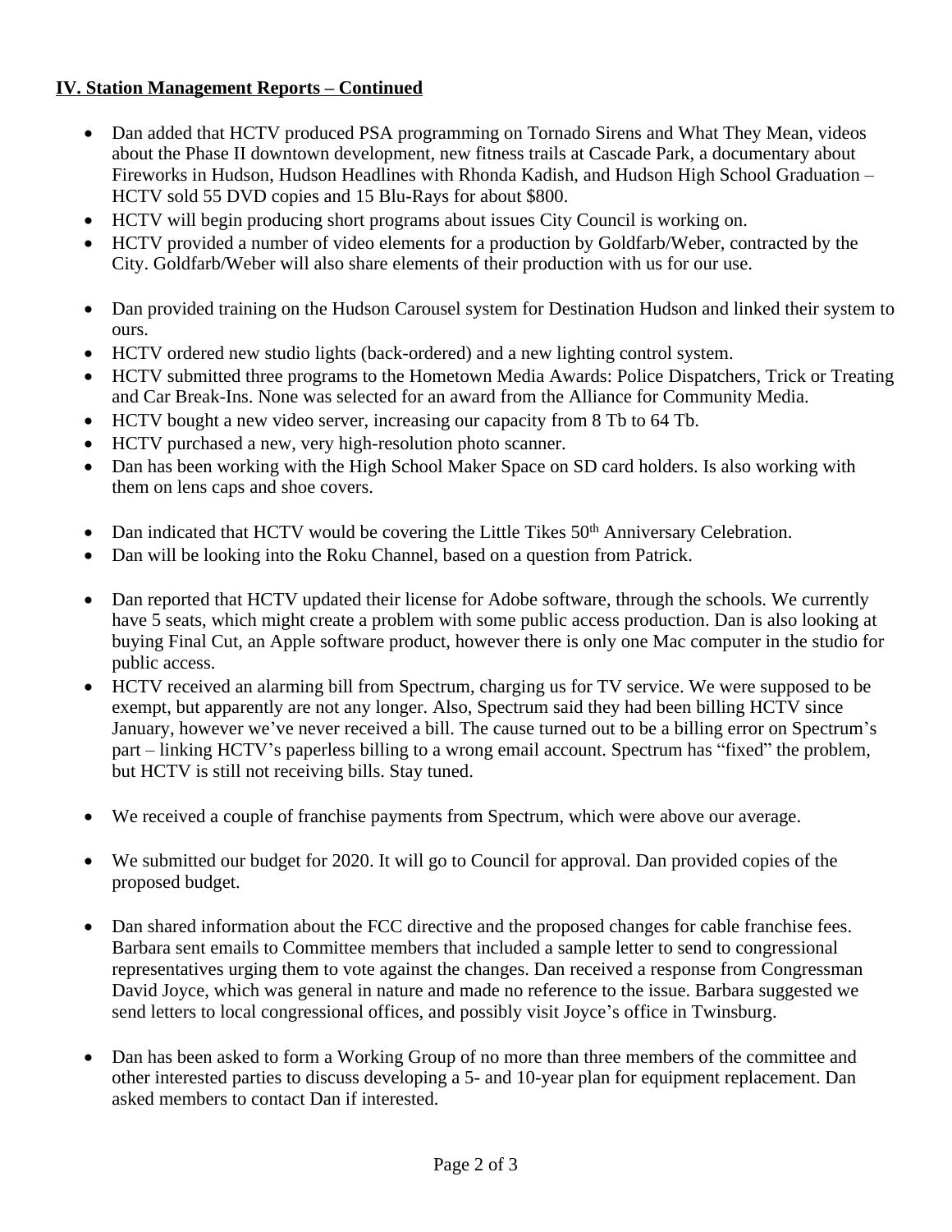**IV. Station Management Reports – Continued**

- Dan added that HCTV produced PSA programming on Tornado Sirens and What They Mean, videos about the Phase II downtown development, new fitness trails at Cascade Park, a documentary about Fireworks in Hudson, Hudson Headlines with Rhonda Kadish, and Hudson High School Graduation – HCTV sold 55 DVD copies and 15 Blu-Rays for about $800.
- HCTV will begin producing short programs about issues City Council is working on.
- HCTV provided a number of video elements for a production by Goldfarb/Weber, contracted by the City. Goldfarb/Weber will also share elements of their production with us for our use.

- Dan provided training on the Hudson Carousel system for Destination Hudson and linked their system to ours.
- HCTV ordered new studio lights (back-ordered) and a new lighting control system.
- HCTV submitted three programs to the Hometown Media Awards: Police Dispatchers, Trick or Treating and Car Break-Ins. None was selected for an award from the Alliance for Community Media.
- HCTV bought a new video server, increasing our capacity from 8 Tb to 64 Tb.
- HCTV purchased a new, very high-resolution photo scanner.
- Dan has been working with the High School Maker Space on SD card holders. Is also working with them on lens caps and shoe covers.

- Dan indicated that HCTV would be covering the Little Tikes 50th Anniversary Celebration.
- Dan will be looking into the Roku Channel, based on a question from Patrick.

- Dan reported that HCTV updated their license for Adobe software, through the schools. We currently have 5 seats, which might create a problem with some public access production. Dan is also looking at buying Final Cut, an Apple software product, however there is only one Mac computer in the studio for public access.
- HCTV received an alarming bill from Spectrum, charging us for TV service. We were supposed to be exempt, but apparently are not any longer. Also, Spectrum said they had been billing HCTV since January, however we've never received a bill. The cause turned out to be a billing error on Spectrum's part – linking HCTV's paperless billing to a wrong email account. Spectrum has "fixed" the problem, but HCTV is still not receiving bills. Stay tuned.

- We received a couple of franchise payments from Spectrum, which were above our average.

- We submitted our budget for 2020. It will go to Council for approval. Dan provided copies of the proposed budget.

- Dan shared information about the FCC directive and the proposed changes for cable franchise fees. Barbara sent emails to Committee members that included a sample letter to send to congressional representatives urging them to vote against the changes. Dan received a response from Congressman David Joyce, which was general in nature and made no reference to the issue. Barbara suggested we send letters to local congressional offices, and possibly visit Joyce's office in Twinsburg.

- Dan has been asked to form a Working Group of no more than three members of the committee and other interested parties to discuss developing a 5- and 10-year plan for equipment replacement. Dan asked members to contact Dan if interested.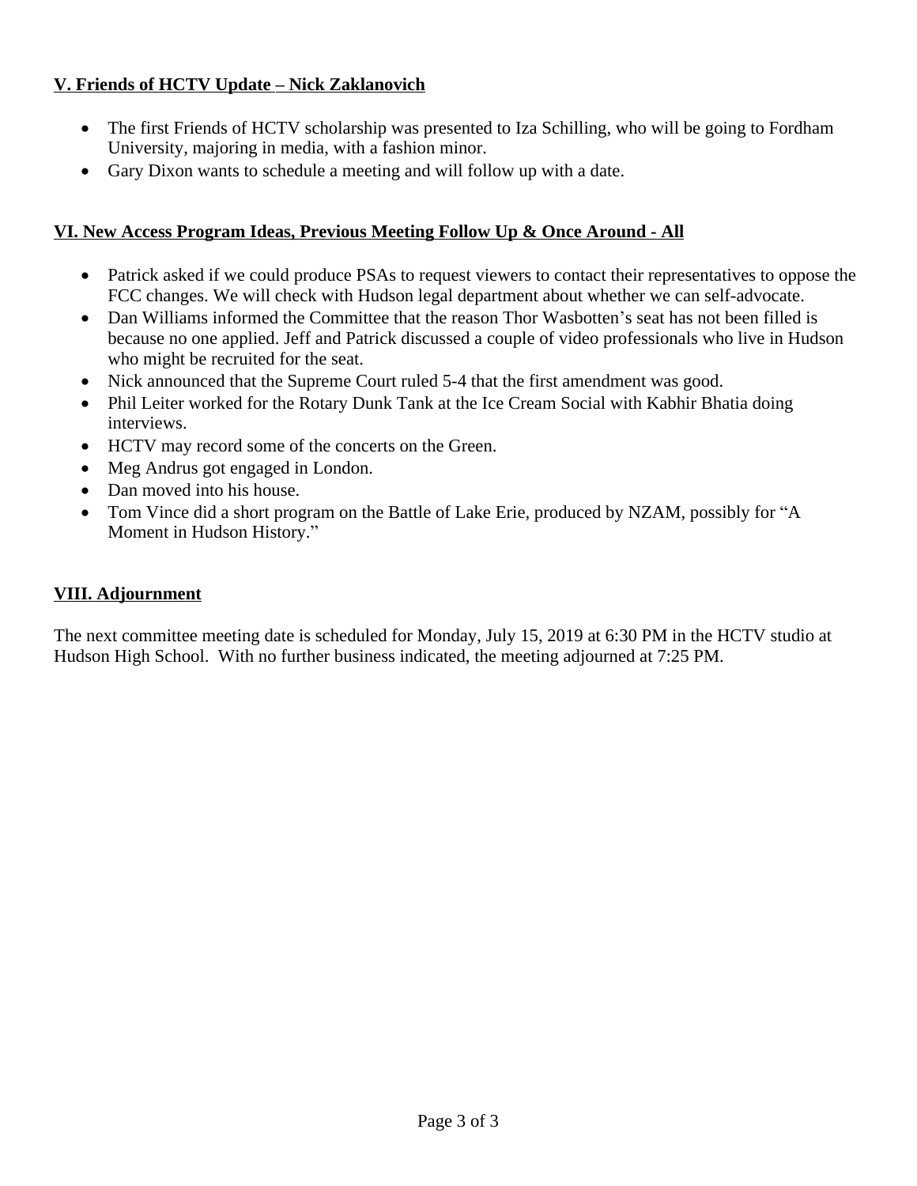## V. Friends of HCTV Update – Nick Zaklanovich

- The first Friends of HCTV scholarship was presented to Iza Schilling, who will be going to Fordham University, majoring in media, with a fashion minor.
- Gary Dixon wants to schedule a meeting and will follow up with a date.

## VI. New Access Program Ideas, Previous Meeting Follow Up & Once Around - All

- Patrick asked if we could produce PSAs to request viewers to contact their representatives to oppose the FCC changes. We will check with Hudson legal department about whether we can self-advocate.
- Dan Williams informed the Committee that the reason Thor Wasbotten's seat has not been filled is because no one applied. Jeff and Patrick discussed a couple of video professionals who live in Hudson who might be recruited for the seat.
- Nick announced that the Supreme Court ruled 5-4 that the first amendment was good.
- Phil Leiter worked for the Rotary Dunk Tank at the Ice Cream Social with Kabhir Bhatia doing interviews.
- HCTV may record some of the concerts on the Green.
- Meg Andrus got engaged in London.
- Dan moved into his house.
- Tom Vince did a short program on the Battle of Lake Erie, produced by NZAM, possibly for "A Moment in Hudson History."

## VIII. Adjournment

The next committee meeting date is scheduled for Monday, July 15, 2019 at 6:30 PM in the HCTV studio at Hudson High School. With no further business indicated, the meeting adjourned at 7:25 PM.